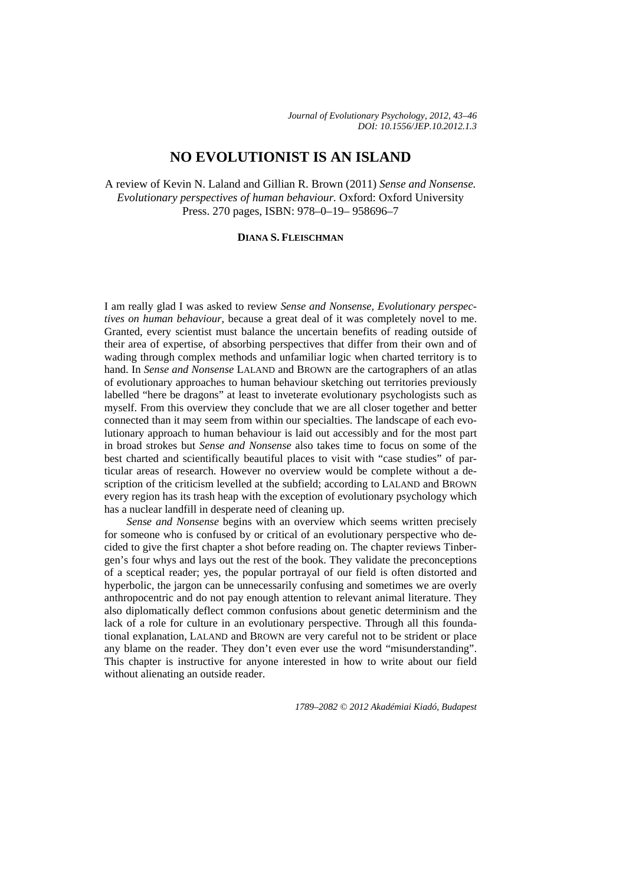# NO EVOLUTIONIST IS AN ISLAND

A review of Kevin N. Laland and Gillian R. Brown (2011) *Sense and Nonsense. Evolutionary perspectives of human behaviour.* Oxford: Oxford University Press. 270 pages, ISBN: 978–0–19– 958696–7

**DIANA S. FLEISCHMAN**

I am really glad I was asked to review *Sense and Nonsense, Evolutionary perspectives on human behaviour*, because a great deal of it was completely novel to me. Granted, every scientist must balance the uncertain benefits of reading outside of their area of expertise, of absorbing perspectives that differ from their own and of wading through complex methods and unfamiliar logic when charted territory is to hand. In *Sense and Nonsense* LALAND and BROWN are the cartographers of an atlas of evolutionary approaches to human behaviour sketching out territories previously labelled "here be dragons" at least to inveterate evolutionary psychologists such as myself. From this overview they conclude that we are all closer together and better connected than it may seem from within our specialties. The landscape of each evolutionary approach to human behaviour is laid out accessibly and for the most part in broad strokes but *Sense and Nonsense* also takes time to focus on some of the best charted and scientifically beautiful places to visit with "case studies" of particular areas of research. However no overview would be complete without a description of the criticism levelled at the subfield; according to LALAND and BROWN every region has its trash heap with the exception of evolutionary psychology which has a nuclear landfill in desperate need of cleaning up.

*Sense and Nonsense* begins with an overview which seems written precisely for someone who is confused by or critical of an evolutionary perspective who decided to give the first chapter a shot before reading on. The chapter reviews Tinbergen's four whys and lays out the rest of the book. They validate the preconceptions of a sceptical reader; yes, the popular portrayal of our field is often distorted and hyperbolic, the jargon can be unnecessarily confusing and sometimes we are overly anthropocentric and do not pay enough attention to relevant animal literature. They also diplomatically deflect common confusions about genetic determinism and the lack of a role for culture in an evolutionary perspective. Through all this foundational explanation, LALAND and BROWN are very careful not to be strident or place any blame on the reader. They don't even ever use the word "misunderstanding". This chapter is instructive for anyone interested in how to write about our field without alienating an outside reader.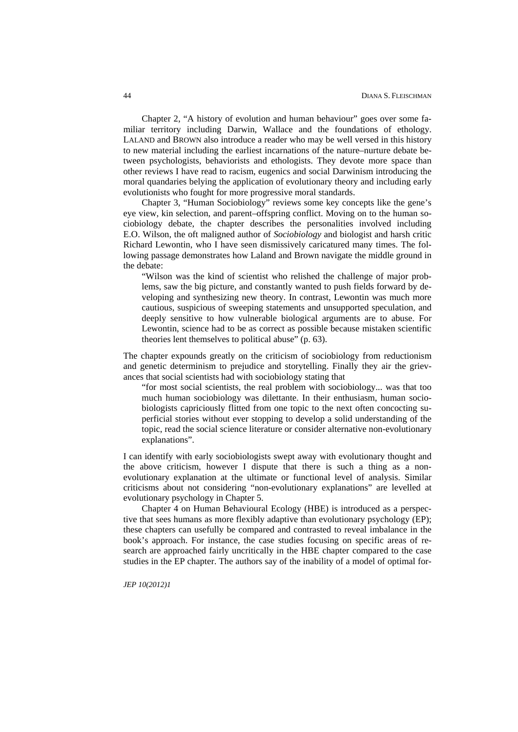Chapter 2, "A history of evolution and human behaviour" goes over some familiar territory including Darwin, Wallace and the foundations of ethology. LALAND and BROWN also introduce a reader who may be well versed in this history to new material including the earliest incarnations of the nature–nurture debate between psychologists, behaviorists and ethologists. They devote more space than other reviews I have read to racism, eugenics and social Darwinism introducing the moral quandaries belying the application of evolutionary theory and including early evolutionists who fought for more progressive moral standards.

Chapter 3, "Human Sociobiology" reviews some key concepts like the gene's eye view, kin selection, and parent–offspring conflict. Moving on to the human sociobiology debate, the chapter describes the personalities involved including E.O. Wilson, the oft maligned author of *Sociobiology* and biologist and harsh critic Richard Lewontin, who I have seen dismissively caricatured many times. The following passage demonstrates how Laland and Brown navigate the middle ground in the debate:

> "Wilson was the kind of scientist who relished the challenge of major problems, saw the big picture, and constantly wanted to push fields forward by developing and synthesizing new theory. In contrast, Lewontin was much more cautious, suspicious of sweeping statements and unsupported speculation, and deeply sensitive to how vulnerable biological arguments are to abuse. For Lewontin, science had to be as correct as possible because mistaken scientific theories lent themselves to political abuse" (p. 63).

The chapter expounds greatly on the criticism of sociobiology from reductionism and genetic determinism to prejudice and storytelling. Finally they air the grievances that social scientists had with sociobiology stating that

> "for most social scientists, the real problem with sociobiology... was that too much human sociobiology was dilettante. In their enthusiasm, human sociobiologists capriciously flitted from one topic to the next often concocting superficial stories without ever stopping to develop a solid understanding of the topic, read the social science literature or consider alternative non-evolutionary explanations".

I can identify with early sociobiologists swept away with evolutionary thought and the above criticism, however I dispute that there is such a thing as a non-evolutionary explanation at the ultimate or functional level of analysis. Similar criticisms about not considering "non-evolutionary explanations" are levelled at evolutionary psychology in Chapter 5.

Chapter 4 on Human Behavioural Ecology (HBE) is introduced as a perspective that sees humans as more flexibly adaptive than evolutionary psychology (EP); these chapters can usefully be compared and contrasted to reveal imbalance in the book's approach. For instance, the case studies focusing on specific areas of research are approached fairly uncritically in the HBE chapter compared to the case studies in the EP chapter. The authors say of the inability of a model of optimal for-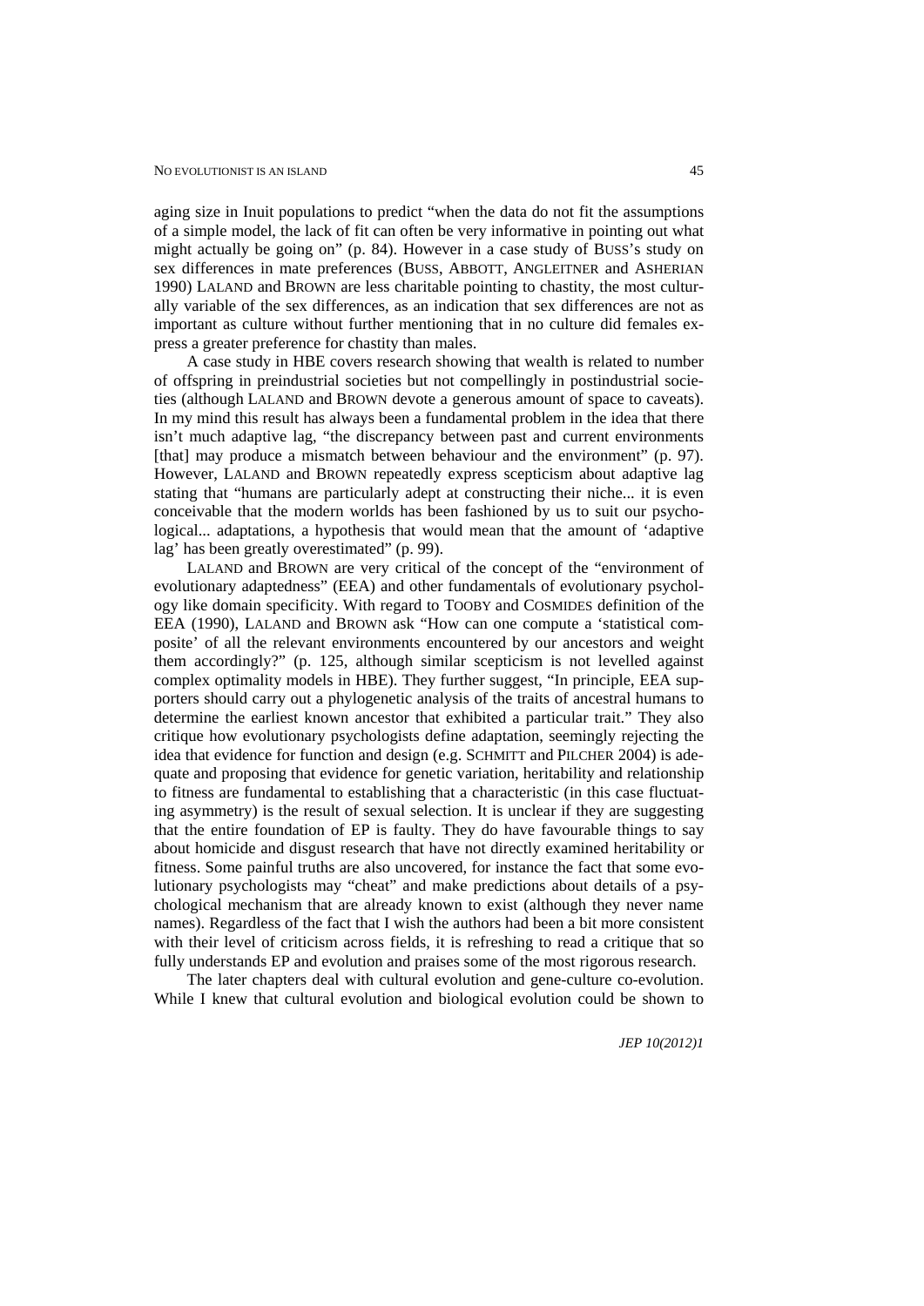aging size in Inuit populations to predict "when the data do not fit the assumptions of a simple model, the lack of fit can often be very informative in pointing out what might actually be going on" (p. 84). However in a case study of BUSS's study on sex differences in mate preferences (BUSS, ABBOTT, ANGLEITNER and ASHERIAN 1990) LALAND and BROWN are less charitable pointing to chastity, the most culturally variable of the sex differences, as an indication that sex differences are not as important as culture without further mentioning that in no culture did females express a greater preference for chastity than males.

A case study in HBE covers research showing that wealth is related to number of offspring in preindustrial societies but not compellingly in postindustrial societies (although LALAND and BROWN devote a generous amount of space to caveats). In my mind this result has always been a fundamental problem in the idea that there isn't much adaptive lag, "the discrepancy between past and current environments [that] may produce a mismatch between behaviour and the environment" (p. 97). However, LALAND and BROWN repeatedly express scepticism about adaptive lag stating that "humans are particularly adept at constructing their niche... it is even conceivable that the modern worlds has been fashioned by us to suit our psychological... adaptations, a hypothesis that would mean that the amount of 'adaptive lag' has been greatly overestimated" (p. 99).

LALAND and BROWN are very critical of the concept of the "environment of evolutionary adaptedness" (EEA) and other fundamentals of evolutionary psychology like domain specificity. With regard to TOOBY and COSMIDES definition of the EEA (1990), LALAND and BROWN ask "How can one compute a 'statistical composite' of all the relevant environments encountered by our ancestors and weight them accordingly?" (p. 125, although similar scepticism is not levelled against complex optimality models in HBE). They further suggest, "In principle, EEA supporters should carry out a phylogenetic analysis of the traits of ancestral humans to determine the earliest known ancestor that exhibited a particular trait." They also critique how evolutionary psychologists define adaptation, seemingly rejecting the idea that evidence for function and design (e.g. SCHMITT and PILCHER 2004) is adequate and proposing that evidence for genetic variation, heritability and relationship to fitness are fundamental to establishing that a characteristic (in this case fluctuating asymmetry) is the result of sexual selection. It is unclear if they are suggesting that the entire foundation of EP is faulty. They do have favourable things to say about homicide and disgust research that have not directly examined heritability or fitness. Some painful truths are also uncovered, for instance the fact that some evolutionary psychologists may "cheat" and make predictions about details of a psychological mechanism that are already known to exist (although they never name names). Regardless of the fact that I wish the authors had been a bit more consistent with their level of criticism across fields, it is refreshing to read a critique that so fully understands EP and evolution and praises some of the most rigorous research.

The later chapters deal with cultural evolution and gene-culture co-evolution. While I knew that cultural evolution and biological evolution could be shown to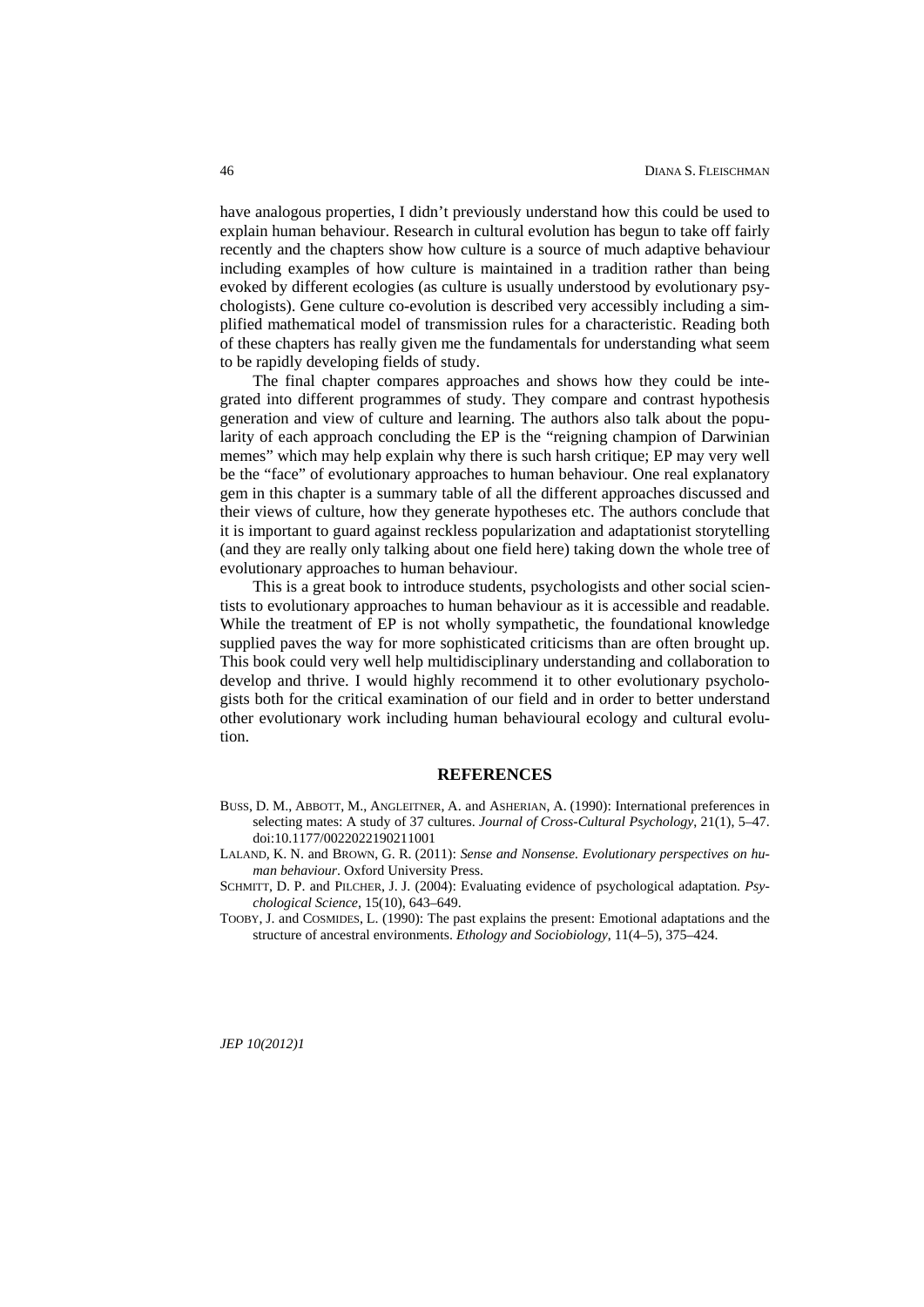have analogous properties, I didn't previously understand how this could be used to explain human behaviour. Research in cultural evolution has begun to take off fairly recently and the chapters show how culture is a source of much adaptive behaviour including examples of how culture is maintained in a tradition rather than being evoked by different ecologies (as culture is usually understood by evolutionary psychologists). Gene culture co-evolution is described very accessibly including a simplified mathematical model of transmission rules for a characteristic. Reading both of these chapters has really given me the fundamentals for understanding what seem to be rapidly developing fields of study.

The final chapter compares approaches and shows how they could be integrated into different programmes of study. They compare and contrast hypothesis generation and view of culture and learning. The authors also talk about the popularity of each approach concluding the EP is the "reigning champion of Darwinian memes" which may help explain why there is such harsh critique; EP may very well be the "face" of evolutionary approaches to human behaviour. One real explanatory gem in this chapter is a summary table of all the different approaches discussed and their views of culture, how they generate hypotheses etc. The authors conclude that it is important to guard against reckless popularization and adaptationist storytelling (and they are really only talking about one field here) taking down the whole tree of evolutionary approaches to human behaviour.

This is a great book to introduce students, psychologists and other social scientists to evolutionary approaches to human behaviour as it is accessible and readable. While the treatment of EP is not wholly sympathetic, the foundational knowledge supplied paves the way for more sophisticated criticisms than are often brought up. This book could very well help multidisciplinary understanding and collaboration to develop and thrive. I would highly recommend it to other evolutionary psychologists both for the critical examination of our field and in order to better understand other evolutionary work including human behavioural ecology and cultural evolution.

## REFERENCES

BUSS, D. M., ABBOTT, M., ANGLEITNER, A. and ASHERIAN, A. (1990): International preferences in selecting mates: A study of 37 cultures. *Journal of Cross-Cultural Psychology*, 21(1), 5–47. doi:10.1177/0022022190211001

LALAND, K. N. and BROWN, G. R. (2011): *Sense and Nonsense. Evolutionary perspectives on human behaviour*. Oxford University Press.

SCHMITT, D. P. and PILCHER, J. J. (2004): Evaluating evidence of psychological adaptation. *Psychological Science*, 15(10), 643–649.

TOOBY, J. and COSMIDES, L. (1990): The past explains the present: Emotional adaptations and the structure of ancestral environments. *Ethology and Sociobiology*, 11(4–5), 375–424.